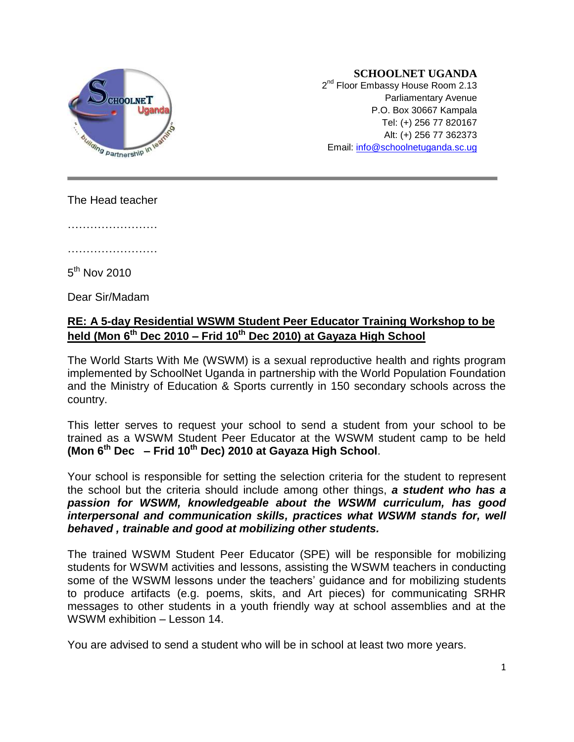**SCHOOLNET UGANDA**
2nd Floor Embassy House Room 2.13
Parliamentary Avenue
P.O. Box 30667 Kampala
Tel: (+) 256 77 820167
Alt: (+) 256 77 362373
Email: info@schoolnetuganda.sc.ug

---

The Head teacher

……………………

……………………

5th Nov 2010

Dear Sir/Madam

**RE: A 5-day Residential WSWM Student Peer Educator Training Workshop to be held (Mon 6th Dec 2010 – Frid 10th Dec 2010) at Gayaza High School**

The World Starts With Me (WSWM) is a sexual reproductive health and rights program implemented by SchoolNet Uganda in partnership with the World Population Foundation and the Ministry of Education & Sports currently in 150 secondary schools across the country.

This letter serves to request your school to send a student from your school to be trained as a WSWM Student Peer Educator at the WSWM student camp to be held **(Mon 6th Dec – Frid 10th Dec) 2010 at Gayaza High School**.

Your school is responsible for setting the selection criteria for the student to represent the school but the criteria should include among other things, ***a student who has a passion for WSWM, knowledgeable about the WSWM curriculum, has good interpersonal and communication skills, practices what WSWM stands for, well behaved , trainable and good at mobilizing other students.***

The trained WSWM Student Peer Educator (SPE) will be responsible for mobilizing students for WSWM activities and lessons, assisting the WSWM teachers in conducting some of the WSWM lessons under the teachers' guidance and for mobilizing students to produce artifacts (e.g. poems, skits, and Art pieces) for communicating SRHR messages to other students in a youth friendly way at school assemblies and at the WSWM exhibition – Lesson 14.

You are advised to send a student who will be in school at least two more years.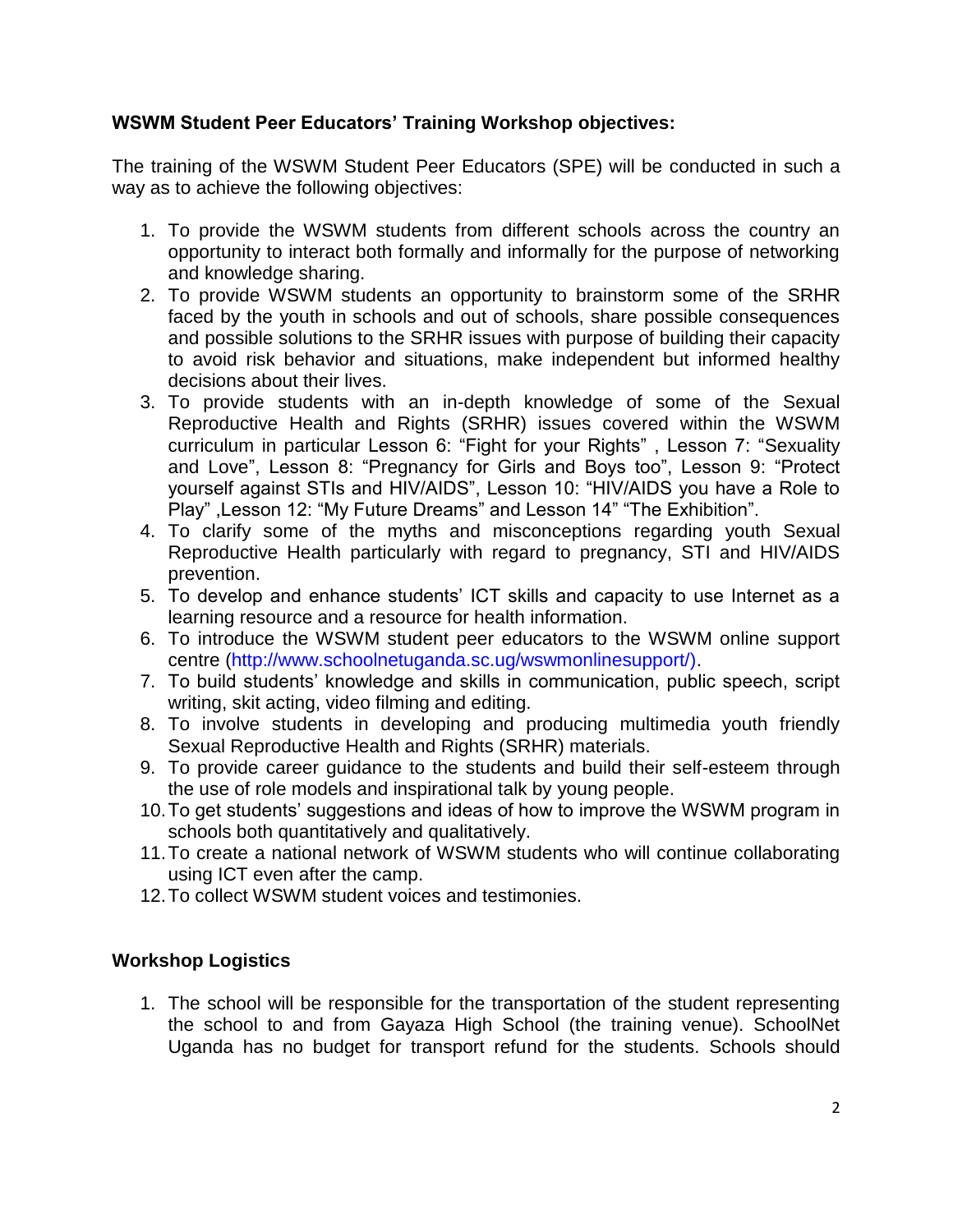**WSWM Student Peer Educators' Training Workshop objectives:**

The training of the WSWM Student Peer Educators (SPE) will be conducted in such a way as to achieve the following objectives:

1. To provide the WSWM students from different schools across the country an opportunity to interact both formally and informally for the purpose of networking and knowledge sharing.
2. To provide WSWM students an opportunity to brainstorm some of the SRHR faced by the youth in schools and out of schools, share possible consequences and possible solutions to the SRHR issues with purpose of building their capacity to avoid risk behavior and situations, make independent but informed healthy decisions about their lives.
3. To provide students with an in-depth knowledge of some of the Sexual Reproductive Health and Rights (SRHR) issues covered within the WSWM curriculum in particular Lesson 6: "Fight for your Rights" , Lesson 7: "Sexuality and Love", Lesson 8: "Pregnancy for Girls and Boys too", Lesson 9: "Protect yourself against STIs and HIV/AIDS", Lesson 10: "HIV/AIDS you have a Role to Play" ,Lesson 12: "My Future Dreams" and Lesson 14" "The Exhibition".
4. To clarify some of the myths and misconceptions regarding youth Sexual Reproductive Health particularly with regard to pregnancy, STI and HIV/AIDS prevention.
5. To develop and enhance students' ICT skills and capacity to use Internet as a learning resource and a resource for health information.
6. To introduce the WSWM student peer educators to the WSWM online support centre (http://www.schoolnetuganda.sc.ug/wswmonlinesupport/).
7. To build students' knowledge and skills in communication, public speech, script writing, skit acting, video filming and editing.
8. To involve students in developing and producing multimedia youth friendly Sexual Reproductive Health and Rights (SRHR) materials.
9. To provide career guidance to the students and build their self-esteem through the use of role models and inspirational talk by young people.
10. To get students' suggestions and ideas of how to improve the WSWM program in schools both quantitatively and qualitatively.
11. To create a national network of WSWM students who will continue collaborating using ICT even after the camp.
12. To collect WSWM student voices and testimonies.

**Workshop Logistics**

1. The school will be responsible for the transportation of the student representing the school to and from Gayaza High School (the training venue). SchoolNet Uganda has no budget for transport refund for the students. Schools should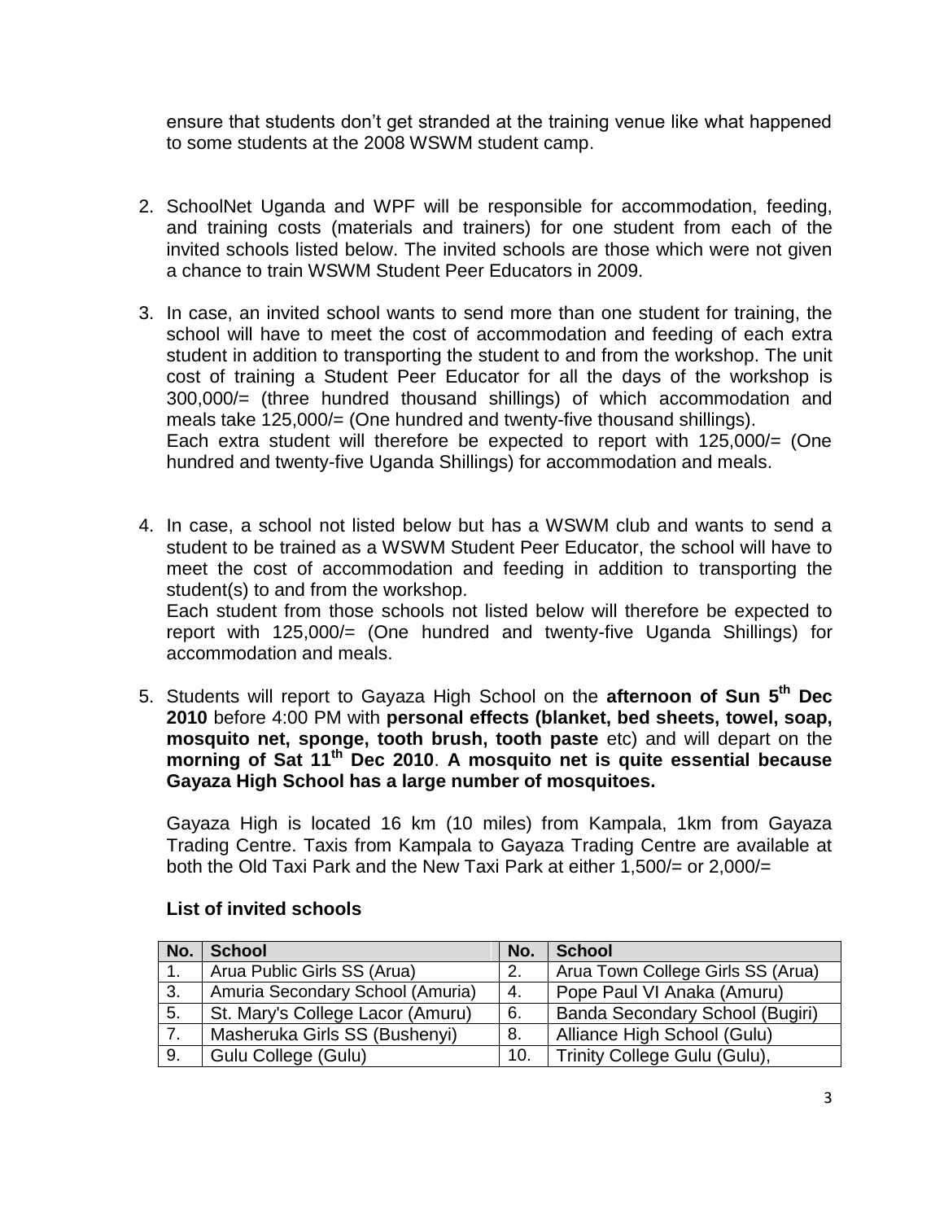ensure that students don't get stranded at the training venue like what happened to some students at the 2008 WSWM student camp.

2. SchoolNet Uganda and WPF will be responsible for accommodation, feeding, and training costs (materials and trainers) for one student from each of the invited schools listed below. The invited schools are those which were not given a chance to train WSWM Student Peer Educators in 2009.

3. In case, an invited school wants to send more than one student for training, the school will have to meet the cost of accommodation and feeding of each extra student in addition to transporting the student to and from the workshop. The unit cost of training a Student Peer Educator for all the days of the workshop is 300,000/= (three hundred thousand shillings) of which accommodation and meals take 125,000/= (One hundred and twenty-five thousand shillings).
   Each extra student will therefore be expected to report with 125,000/= (One hundred and twenty-five Uganda Shillings) for accommodation and meals.

4. In case, a school not listed below but has a WSWM club and wants to send a student to be trained as a WSWM Student Peer Educator, the school will have to meet the cost of accommodation and feeding in addition to transporting the student(s) to and from the workshop.
   Each student from those schools not listed below will therefore be expected to report with 125,000/= (One hundred and twenty-five Uganda Shillings) for accommodation and meals.

5. Students will report to Gayaza High School on the **afternoon of Sun 5th Dec 2010** before 4:00 PM with **personal effects (blanket, bed sheets, towel, soap, mosquito net, sponge, tooth brush, tooth paste** etc) and will depart on the **morning of Sat 11th Dec 2010**. **A mosquito net is quite essential because Gayaza High School has a large number of mosquitoes.**

   Gayaza High is located 16 km (10 miles) from Kampala, 1km from Gayaza Trading Centre. Taxis from Kampala to Gayaza Trading Centre are available at both the Old Taxi Park and the New Taxi Park at either 1,500/= or 2,000/=

   **List of invited schools**

| No. | School | No. | School |
|---|---|---|---|
| 1. | Arua Public Girls SS (Arua) | 2. | Arua Town College Girls SS (Arua) |
| 3. | Amuria Secondary School (Amuria) | 4. | Pope Paul VI Anaka (Amuru) |
| 5. | St. Mary's College Lacor (Amuru) | 6. | Banda Secondary School (Bugiri) |
| 7. | Masheruka Girls SS (Bushenyi) | 8. | Alliance High School (Gulu) |
| 9. | Gulu College (Gulu) | 10. | Trinity College Gulu (Gulu), |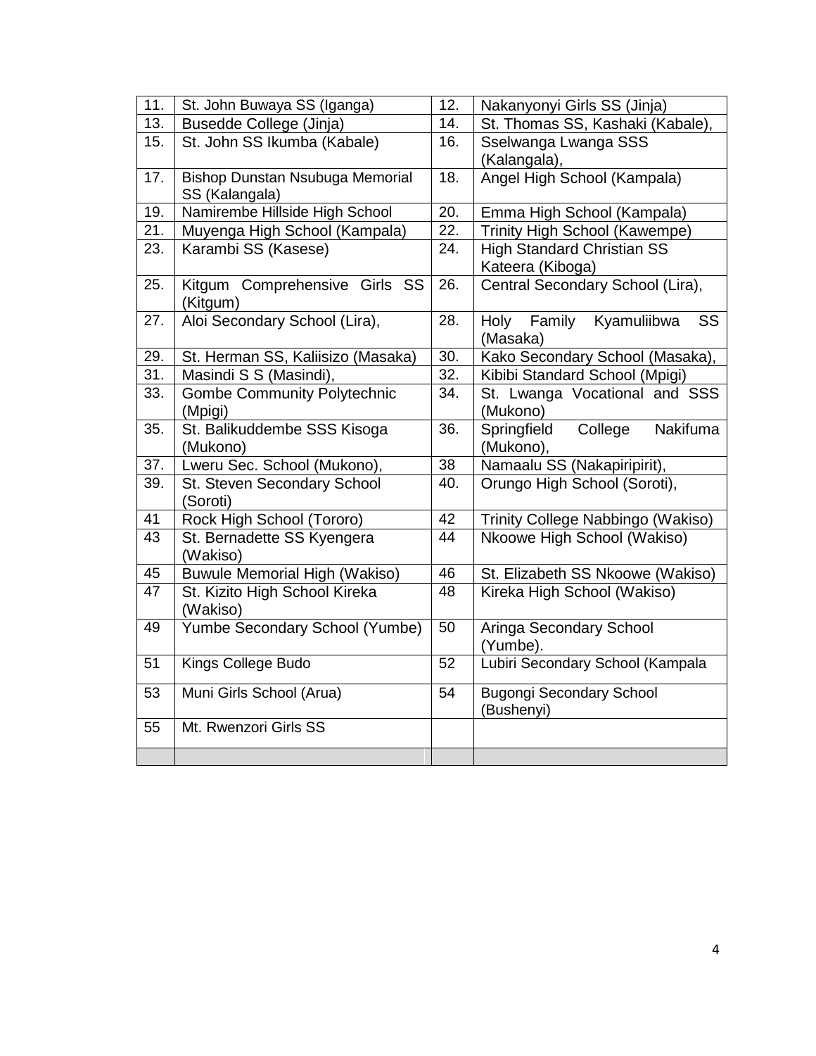| 11. | St. John Buwaya SS (Iganga) | 12. | Nakanyonyi Girls SS (Jinja) |
|---|---|---|---|
| 13. | Busedde College (Jinja) | 14. | St. Thomas SS, Kashaki (Kabale), |
| 15. | St. John SS Ikumba (Kabale) | 16. | Sselwanga Lwanga SSS (Kalangala), |
| 17. | Bishop Dunstan Nsubuga Memorial SS (Kalangala) | 18. | Angel High School (Kampala) |
| 19. | Namirembe Hillside High School | 20. | Emma High School (Kampala) |
| 21. | Muyenga High School (Kampala) | 22. | Trinity High School (Kawempe) |
| 23. | Karambi SS (Kasese) | 24. | High Standard Christian SS Kateera (Kiboga) |
| 25. | Kitgum Comprehensive Girls SS (Kitgum) | 26. | Central Secondary School (Lira), |
| 27. | Aloi Secondary School (Lira), | 28. | Holy Family Kyamuliibwa SS (Masaka) |
| 29. | St. Herman SS, Kaliisizo (Masaka) | 30. | Kako Secondary School (Masaka), |
| 31. | Masindi S S (Masindi), | 32. | Kibibi Standard School (Mpigi) |
| 33. | Gombe Community Polytechnic (Mpigi) | 34. | St. Lwanga Vocational and SSS (Mukono) |
| 35. | St. Balikuddembe SSS Kisoga (Mukono) | 36. | Springfield College Nakifuma (Mukono), |
| 37. | Lweru Sec. School (Mukono), | 38 | Namaalu SS (Nakapiripirit), |
| 39. | St. Steven Secondary School (Soroti) | 40. | Orungo High School (Soroti), |
| 41 | Rock High School (Tororo) | 42 | Trinity College Nabbingo (Wakiso) |
| 43 | St. Bernadette SS Kyengera (Wakiso) | 44 | Nkoowe High School (Wakiso) |
| 45 | Buwule Memorial High (Wakiso) | 46 | St. Elizabeth SS Nkoowe (Wakiso) |
| 47 | St. Kizito High School Kireka (Wakiso) | 48 | Kireka High School (Wakiso) |
| 49 | Yumbe Secondary School (Yumbe) | 50 | Aringa Secondary School (Yumbe). |
| 51 | Kings College Budo | 52 | Lubiri Secondary School (Kampala |
| 53 | Muni Girls School (Arua) | 54 | Bugongi Secondary School (Bushenyi) |
| 55 | Mt. Rwenzori Girls SS | | |
| | | | |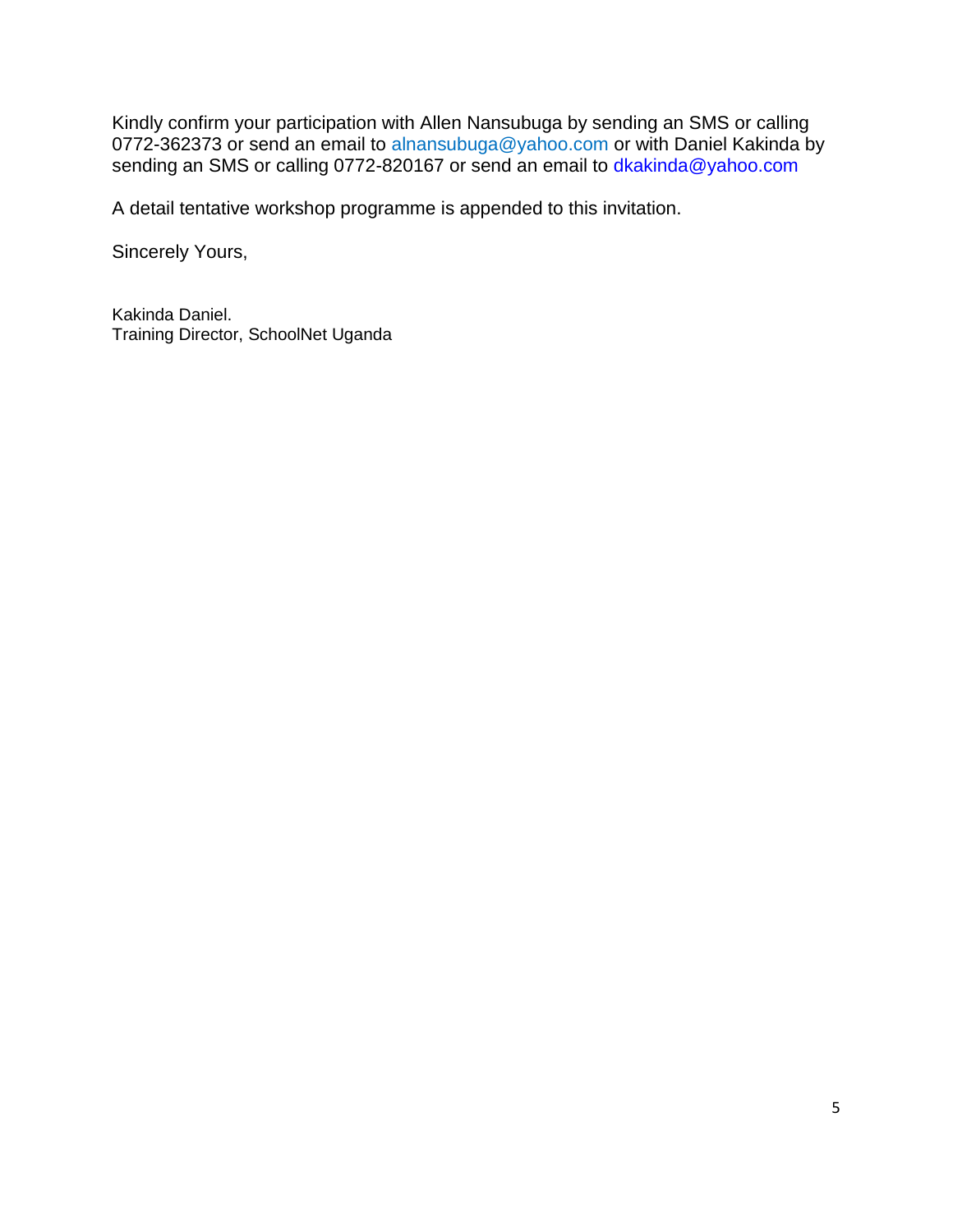Kindly confirm your participation with Allen Nansubuga by sending an SMS or calling 0772-362373 or send an email to alnansubuga@yahoo.com or with Daniel Kakinda by sending an SMS or calling 0772-820167 or send an email to dkakinda@yahoo.com

A detail tentative workshop programme is appended to this invitation.

Sincerely Yours,

Kakinda Daniel.
Training Director, SchoolNet Uganda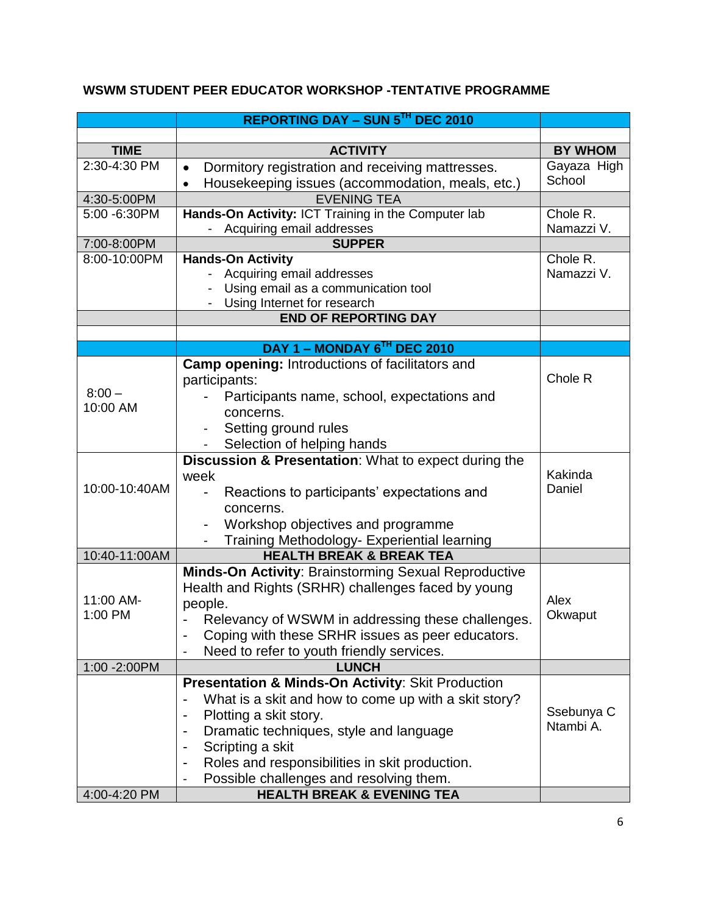**WSWM STUDENT PEER EDUCATOR WORKSHOP -TENTATIVE PROGRAMME**

| | **REPORTING DAY – SUN 5TH DEC 2010** | |
|---|---|---|
| | | |
| **TIME** | **ACTIVITY** | **BY WHOM** |
| 2:30-4:30 PM | • Dormitory registration and receiving mattresses.<br>• Housekeeping issues (accommodation, meals, etc.) | Gayaza High School |
| 4:30-5:00PM | EVENING TEA | |
| 5:00 -6:30PM | **Hands-On Activity:** ICT Training in the Computer lab<br>- Acquiring email addresses | Chole R.<br>Namazzi V. |
| 7:00-8:00PM | **SUPPER** | |
| 8:00-10:00PM | **Hands-On Activity**<br>- Acquiring email addresses<br>- Using email as a communication tool<br>- Using Internet for research | Chole R.<br>Namazzi V. |
| | **END OF REPORTING DAY** | |
| | | |
| | **DAY 1 – MONDAY 6TH DEC 2010** | |
| 8:00 – 10:00 AM | **Camp opening:** Introductions of facilitators and participants:<br>- Participants name, school, expectations and concerns.<br>- Setting ground rules<br>- Selection of helping hands | Chole R |
| 10:00-10:40AM | **Discussion & Presentation**: What to expect during the week<br>- Reactions to participants' expectations and concerns.<br>- Workshop objectives and programme<br>- Training Methodology- Experiential learning | Kakinda Daniel |
| 10:40-11:00AM | **HEALTH BREAK & BREAK TEA** | |
| 11:00 AM-1:00 PM | **Minds-On Activity**: Brainstorming Sexual Reproductive Health and Rights (SRHR) challenges faced by young people.<br>- Relevancy of WSWM in addressing these challenges.<br>- Coping with these SRHR issues as peer educators.<br>- Need to refer to youth friendly services. | Alex Okwaput |
| 1:00 -2:00PM | **LUNCH** | |
| | **Presentation & Minds-On Activity**: Skit Production<br>- What is a skit and how to come up with a skit story?<br>- Plotting a skit story.<br>- Dramatic techniques, style and language<br>- Scripting a skit<br>- Roles and responsibilities in skit production.<br>- Possible challenges and resolving them. | Ssebunya C<br>Ntambi A. |
| 4:00-4:20 PM | **HEALTH BREAK & EVENING TEA** | |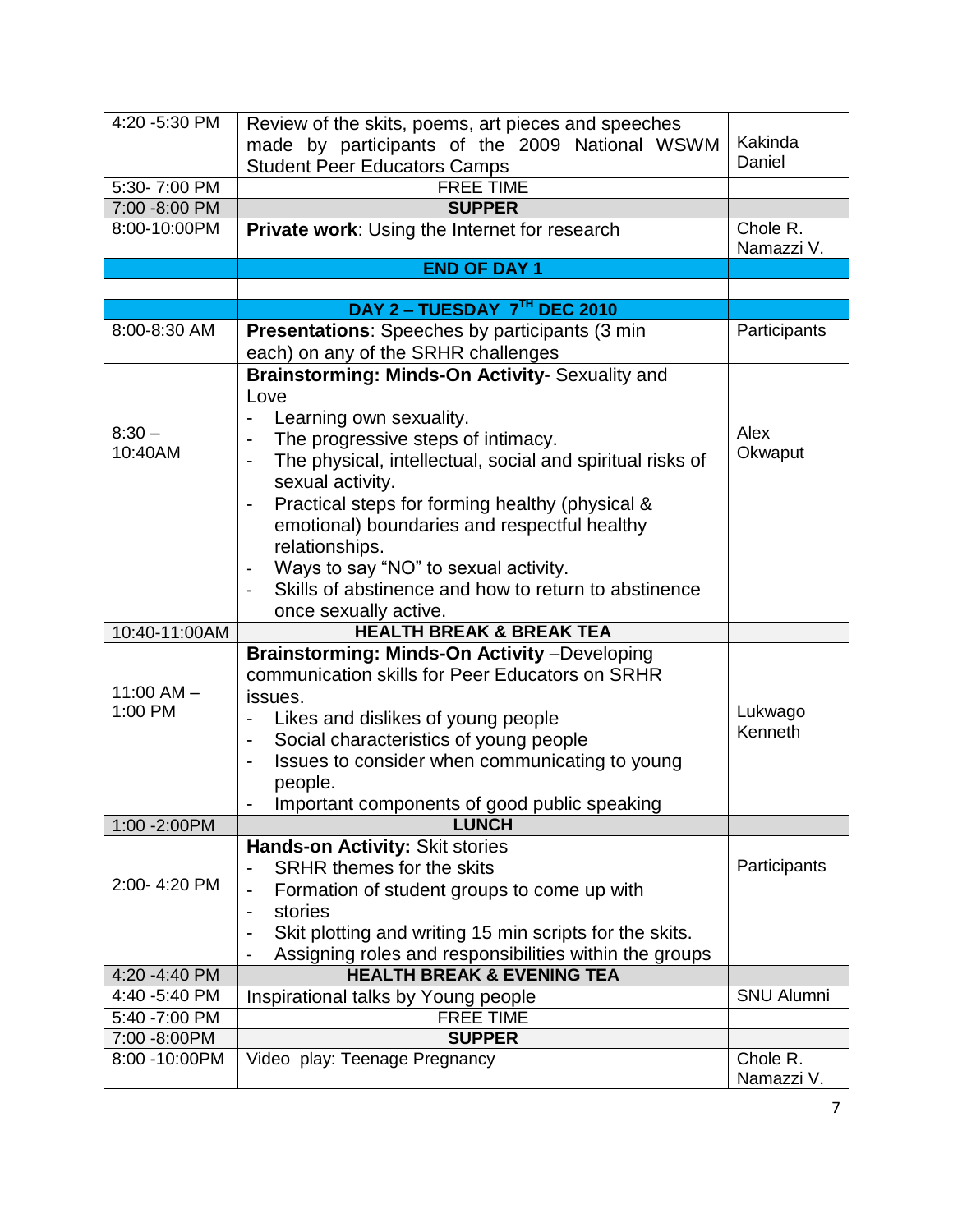| | | |
|---|---|---|
| 4:20 -5:30 PM | Review of the skits, poems, art pieces and speeches made by participants of the 2009 National WSWM Student Peer Educators Camps | Kakinda Daniel |
| 5:30- 7:00 PM | FREE TIME | |
| 7:00 -8:00 PM | **SUPPER** | |
| 8:00-10:00PM | **Private work**: Using the Internet for research | Chole R. Namazzi V. |
| | **END OF DAY 1** | |
| | | |
| | **DAY 2 – TUESDAY 7TH DEC 2010** | |
| 8:00-8:30 AM | **Presentations**: Speeches by participants (3 min each) on any of the SRHR challenges | Participants |
| 8:30 – 10:40AM | **Brainstorming: Minds-On Activity**- Sexuality and Love<br>- Learning own sexuality.<br>- The progressive steps of intimacy.<br>- The physical, intellectual, social and spiritual risks of sexual activity.<br>- Practical steps for forming healthy (physical & emotional) boundaries and respectful healthy relationships.<br>- Ways to say "NO" to sexual activity.<br>- Skills of abstinence and how to return to abstinence once sexually active. | Alex Okwaput |
| 10:40-11:00AM | **HEALTH BREAK & BREAK TEA** | |
| 11:00 AM – 1:00 PM | **Brainstorming: Minds-On Activity** –Developing communication skills for Peer Educators on SRHR issues.<br>- Likes and dislikes of young people<br>- Social characteristics of young people<br>- Issues to consider when communicating to young people.<br>- Important components of good public speaking | Lukwago Kenneth |
| 1:00 -2:00PM | **LUNCH** | |
| 2:00- 4:20 PM | **Hands-on Activity:** Skit stories<br>- SRHR themes for the skits<br>- Formation of student groups to come up with<br>- stories<br>- Skit plotting and writing 15 min scripts for the skits.<br>- Assigning roles and responsibilities within the groups | Participants |
| 4:20 -4:40 PM | **HEALTH BREAK & EVENING TEA** | |
| 4:40 -5:40 PM | Inspirational talks by Young people | SNU Alumni |
| 5:40 -7:00 PM | FREE TIME | |
| 7:00 -8:00PM | **SUPPER** | |
| 8:00 -10:00PM | Video play: Teenage Pregnancy | Chole R. Namazzi V. |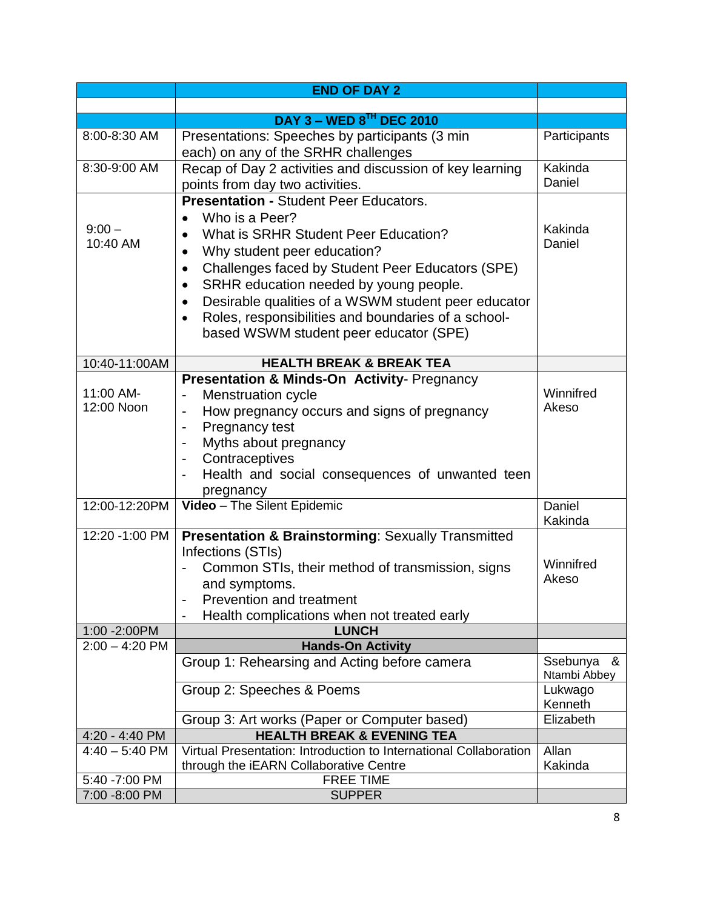| | END OF DAY 2 | |
|---|---|---|
| | | |
| | DAY 3 – WED 8TH DEC 2010 | |
| 8:00-8:30 AM | Presentations: Speeches by participants (3 min each) on any of the SRHR challenges | Participants |
| 8:30-9:00 AM | Recap of Day 2 activities and discussion of key learning points from day two activities. | Kakinda Daniel |
| 9:00 – 10:40 AM | **Presentation -** Student Peer Educators.<br>• Who is a Peer?<br>• What is SRHR Student Peer Education?<br>• Why student peer education?<br>• Challenges faced by Student Peer Educators (SPE)<br>• SRHR education needed by young people.<br>• Desirable qualities of a WSWM student peer educator<br>• Roles, responsibilities and boundaries of a school-based WSWM student peer educator (SPE) | Kakinda Daniel |
| 10:40-11:00AM | **HEALTH BREAK & BREAK TEA** | |
| 11:00 AM-12:00 Noon | **Presentation & Minds-On Activity**- Pregnancy<br>- Menstruation cycle<br>- How pregnancy occurs and signs of pregnancy<br>- Pregnancy test<br>- Myths about pregnancy<br>- Contraceptives<br>- Health and social consequences of unwanted teen pregnancy | Winnifred Akeso |
| 12:00-12:20PM | **Video** – The Silent Epidemic | Daniel Kakinda |
| 12:20 -1:00 PM | **Presentation & Brainstorming**: Sexually Transmitted Infections (STIs)<br>- Common STIs, their method of transmission, signs and symptoms.<br>- Prevention and treatment<br>- Health complications when not treated early | Winnifred Akeso |
| 1:00 -2:00PM | **LUNCH** | |
| 2:00 – 4:20 PM | **Hands-On Activity** | |
| | Group 1: Rehearsing and Acting before camera | Ssebunya & Ntambi Abbey |
| | Group 2: Speeches & Poems | Lukwago Kenneth |
| | Group 3: Art works (Paper or Computer based) | Elizabeth |
| 4:20 - 4:40 PM | **HEALTH BREAK & EVENING TEA** | |
| 4:40 – 5:40 PM | Virtual Presentation: Introduction to International Collaboration through the iEARN Collaborative Centre | Allan Kakinda |
| 5:40 -7:00 PM | FREE TIME | |
| 7:00 -8:00 PM | SUPPER | |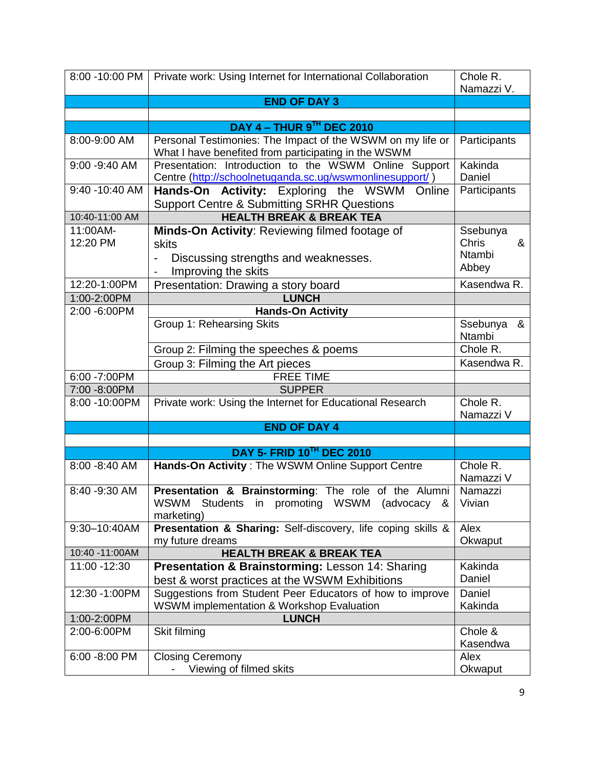| | | |
|---|---|---|
| 8:00 -10:00 PM | Private work: Using Internet for International Collaboration | Chole R. Namazzi V. |
| | **END OF DAY 3** | |
| | | |
| | **DAY 4 – THUR 9TH DEC 2010** | |
| 8:00-9:00 AM | Personal Testimonies: The Impact of the WSWM on my life or What I have benefited from participating in the WSWM | Participants |
| 9:00 -9:40 AM | Presentation: Introduction to the WSWM Online Support Centre (http://schoolnetuganda.sc.ug/wswmonlinesupport/ ) | Kakinda Daniel |
| 9:40 -10:40 AM | **Hands-On Activity:** Exploring the WSWM Online Support Centre & Submitting SRHR Questions | Participants |
| 10:40-11:00 AM | **HEALTH BREAK & BREAK TEA** | |
| 11:00AM-12:20 PM | **Minds-On Activity**: Reviewing filmed footage of skits<br>- Discussing strengths and weaknesses.<br>- Improving the skits | Ssebunya Chris & Ntambi Abbey |
| 12:20-1:00PM | Presentation: Drawing a story board | Kasendwa R. |
| 1:00-2:00PM | **LUNCH** | |
| 2:00 -6:00PM | **Hands-On Activity** | |
| | Group 1: Rehearsing Skits | Ssebunya & Ntambi |
| | Group 2: Filming the speeches & poems | Chole R. |
| | Group 3: Filming the Art pieces | Kasendwa R. |
| 6:00 -7:00PM | FREE TIME | |
| 7:00 -8:00PM | SUPPER | |
| 8:00 -10:00PM | Private work: Using the Internet for Educational Research | Chole R. Namazzi V |
| | **END OF DAY 4** | |
| | | |
| | **DAY 5- FRID 10TH DEC 2010** | |
| 8:00 -8:40 AM | **Hands-On Activity** : The WSWM Online Support Centre | Chole R. Namazzi V |
| 8:40 -9:30 AM | **Presentation & Brainstorming**: The role of the Alumni WSWM Students in promoting WSWM (advocacy & marketing) | Namazzi Vivian |
| 9:30–10:40AM | **Presentation & Sharing:** Self-discovery, life coping skills & my future dreams | Alex Okwaput |
| 10:40 -11:00AM | **HEALTH BREAK & BREAK TEA** | |
| 11:00 -12:30 | **Presentation & Brainstorming:** Lesson 14: Sharing best & worst practices at the WSWM Exhibitions | Kakinda Daniel |
| 12:30 -1:00PM | Suggestions from Student Peer Educators of how to improve WSWM implementation & Workshop Evaluation | Daniel Kakinda |
| 1:00-2:00PM | **LUNCH** | |
| 2:00-6:00PM | Skit filming | Chole & Kasendwa |
| 6:00 -8:00 PM | Closing Ceremony<br>- Viewing of filmed skits | Alex Okwaput |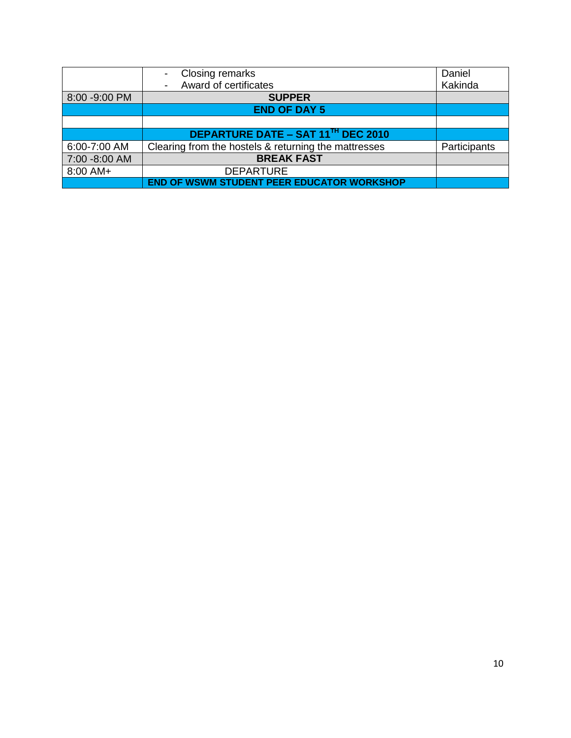| | | |
|---|---|---|
| | - Closing remarks<br>- Award of certificates | Daniel Kakinda |
| 8:00 -9:00 PM | **SUPPER** | |
| | **END OF DAY 5** | |
| | | |
| | **DEPARTURE DATE – SAT 11TH DEC 2010** | |
| 6:00-7:00 AM | Clearing from the hostels & returning the mattresses | Participants |
| 7:00 -8:00 AM | **BREAK FAST** | |
| 8:00 AM+ | DEPARTURE | |
| | **END OF WSWM STUDENT PEER EDUCATOR WORKSHOP** | |